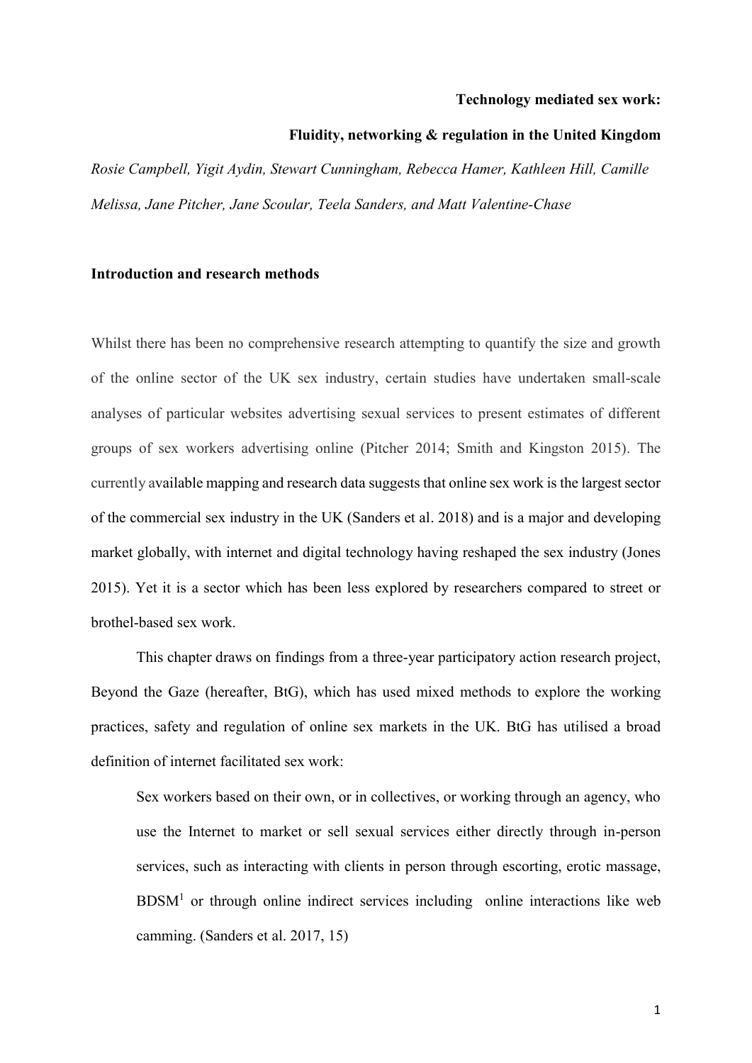**Technology mediated sex work:**

**Fluidity, networking & regulation in the United Kingdom**

*Rosie Campbell, Yigit Aydin, Stewart Cunningham, Rebecca Hamer, Kathleen Hill, Camille Melissa, Jane Pitcher, Jane Scoular, Teela Sanders, and Matt Valentine-Chase*

## Introduction and research methods

Whilst there has been no comprehensive research attempting to quantify the size and growth of the online sector of the UK sex industry, certain studies have undertaken small-scale analyses of particular websites advertising sexual services to present estimates of different groups of sex workers advertising online (Pitcher 2014; Smith and Kingston 2015). The currently available mapping and research data suggests that online sex work is the largest sector of the commercial sex industry in the UK (Sanders et al. 2018) and is a major and developing market globally, with internet and digital technology having reshaped the sex industry (Jones 2015). Yet it is a sector which has been less explored by researchers compared to street or brothel-based sex work.

This chapter draws on findings from a three-year participatory action research project, Beyond the Gaze (hereafter, BtG), which has used mixed methods to explore the working practices, safety and regulation of online sex markets in the UK. BtG has utilised a broad definition of internet facilitated sex work:

> Sex workers based on their own, or in collectives, or working through an agency, who use the Internet to market or sell sexual services either directly through in-person services, such as interacting with clients in person through escorting, erotic massage, BDSM[1] or through online indirect services including online interactions like web camming. (Sanders et al. 2017, 15)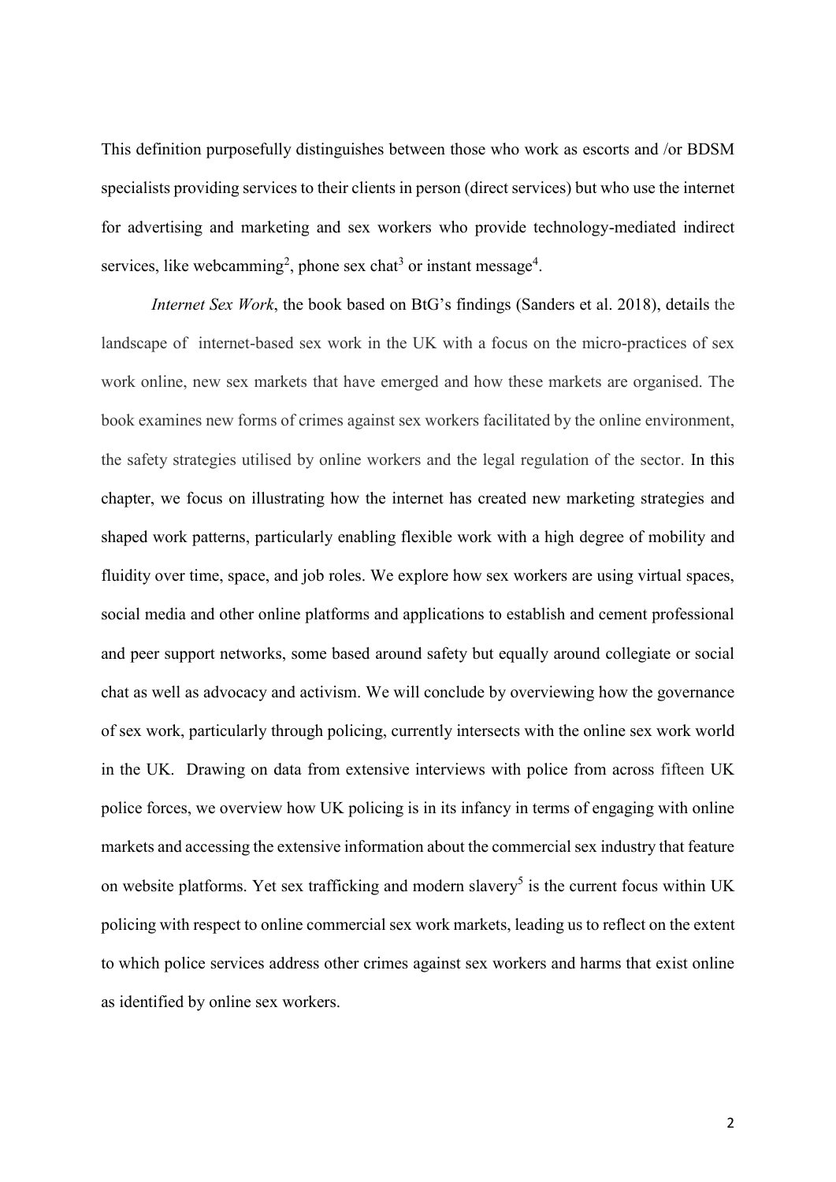This definition purposefully distinguishes between those who work as escorts and /or BDSM specialists providing services to their clients in person (direct services) but who use the internet for advertising and marketing and sex workers who provide technology-mediated indirect services, like webcamming[2], phone sex chat[3] or instant message[4].

*Internet Sex Work*, the book based on BtG's findings (Sanders et al. 2018), details the landscape of internet-based sex work in the UK with a focus on the micro-practices of sex work online, new sex markets that have emerged and how these markets are organised. The book examines new forms of crimes against sex workers facilitated by the online environment, the safety strategies utilised by online workers and the legal regulation of the sector. In this chapter, we focus on illustrating how the internet has created new marketing strategies and shaped work patterns, particularly enabling flexible work with a high degree of mobility and fluidity over time, space, and job roles. We explore how sex workers are using virtual spaces, social media and other online platforms and applications to establish and cement professional and peer support networks, some based around safety but equally around collegiate or social chat as well as advocacy and activism. We will conclude by overviewing how the governance of sex work, particularly through policing, currently intersects with the online sex work world in the UK. Drawing on data from extensive interviews with police from across fifteen UK police forces, we overview how UK policing is in its infancy in terms of engaging with online markets and accessing the extensive information about the commercial sex industry that feature on website platforms. Yet sex trafficking and modern slavery[5] is the current focus within UK policing with respect to online commercial sex work markets, leading us to reflect on the extent to which police services address other crimes against sex workers and harms that exist online as identified by online sex workers.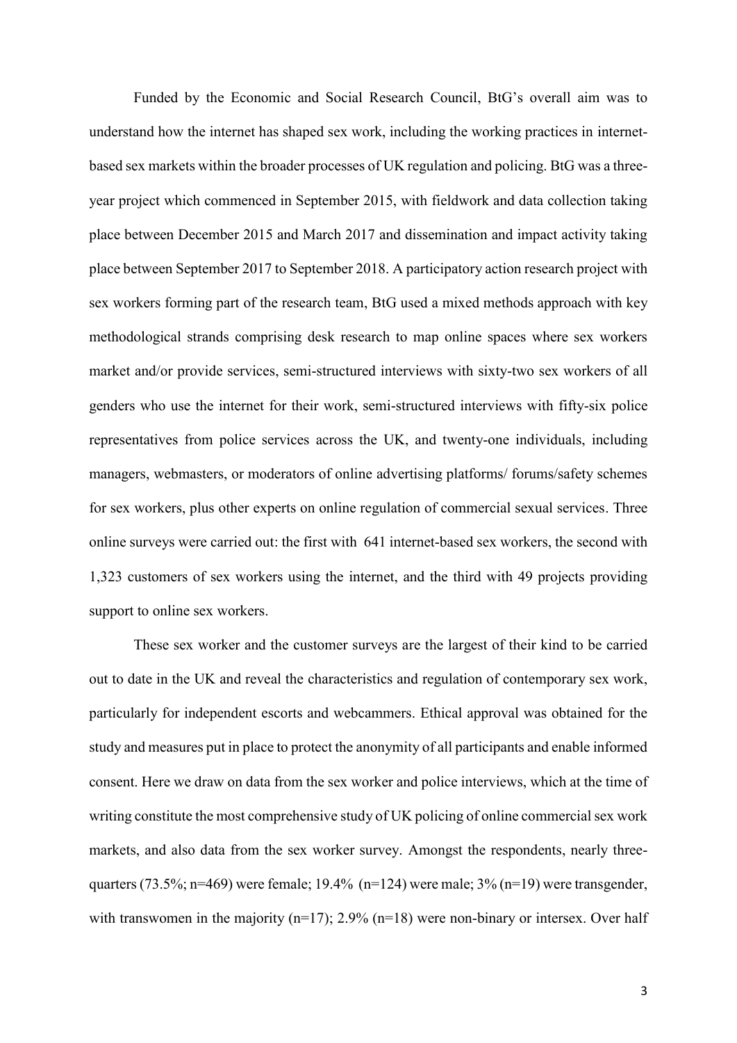Funded by the Economic and Social Research Council, BtG's overall aim was to understand how the internet has shaped sex work, including the working practices in internet-based sex markets within the broader processes of UK regulation and policing. BtG was a three-year project which commenced in September 2015, with fieldwork and data collection taking place between December 2015 and March 2017 and dissemination and impact activity taking place between September 2017 to September 2018. A participatory action research project with sex workers forming part of the research team, BtG used a mixed methods approach with key methodological strands comprising desk research to map online spaces where sex workers market and/or provide services, semi-structured interviews with sixty-two sex workers of all genders who use the internet for their work, semi-structured interviews with fifty-six police representatives from police services across the UK, and twenty-one individuals, including managers, webmasters, or moderators of online advertising platforms/ forums/safety schemes for sex workers, plus other experts on online regulation of commercial sexual services. Three online surveys were carried out: the first with 641 internet-based sex workers, the second with 1,323 customers of sex workers using the internet, and the third with 49 projects providing support to online sex workers.

These sex worker and the customer surveys are the largest of their kind to be carried out to date in the UK and reveal the characteristics and regulation of contemporary sex work, particularly for independent escorts and webcammers. Ethical approval was obtained for the study and measures put in place to protect the anonymity of all participants and enable informed consent. Here we draw on data from the sex worker and police interviews, which at the time of writing constitute the most comprehensive study of UK policing of online commercial sex work markets, and also data from the sex worker survey. Amongst the respondents, nearly three-quarters (73.5%; n=469) were female; 19.4% (n=124) were male; 3% (n=19) were transgender, with transwomen in the majority (n=17); 2.9% (n=18) were non-binary or intersex. Over half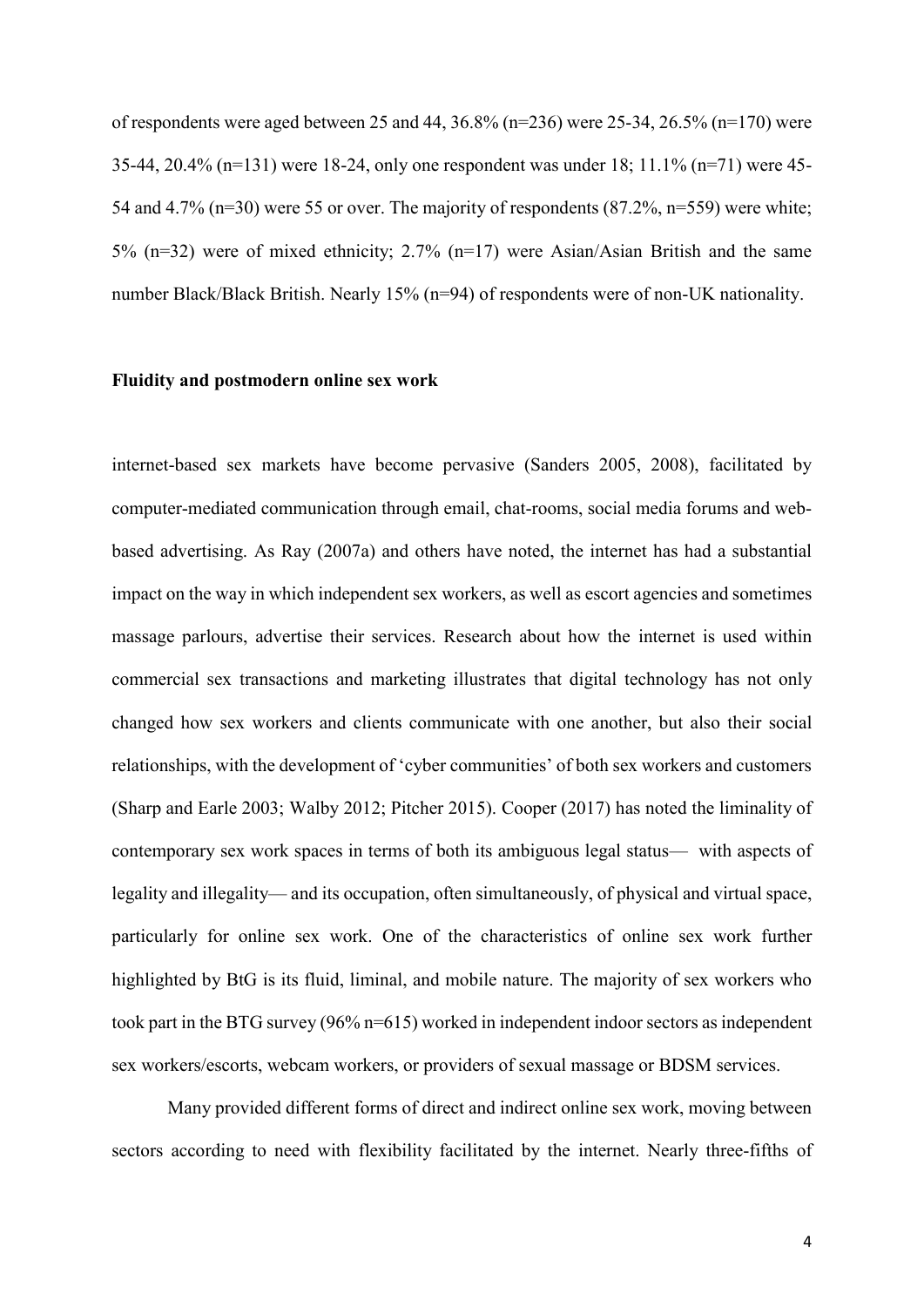of respondents were aged between 25 and 44, 36.8% (n=236) were 25-34, 26.5% (n=170) were 35-44, 20.4% (n=131) were 18-24, only one respondent was under 18; 11.1% (n=71) were 45-54 and 4.7% (n=30) were 55 or over. The majority of respondents (87.2%, n=559) were white; 5% (n=32) were of mixed ethnicity; 2.7% (n=17) were Asian/Asian British and the same number Black/Black British. Nearly 15% (n=94) of respondents were of non-UK nationality.

**Fluidity and postmodern online sex work**

internet-based sex markets have become pervasive (Sanders 2005, 2008), facilitated by computer-mediated communication through email, chat-rooms, social media forums and web-based advertising. As Ray (2007a) and others have noted, the internet has had a substantial impact on the way in which independent sex workers, as well as escort agencies and sometimes massage parlours, advertise their services. Research about how the internet is used within commercial sex transactions and marketing illustrates that digital technology has not only changed how sex workers and clients communicate with one another, but also their social relationships, with the development of 'cyber communities' of both sex workers and customers (Sharp and Earle 2003; Walby 2012; Pitcher 2015). Cooper (2017) has noted the liminality of contemporary sex work spaces in terms of both its ambiguous legal status— with aspects of legality and illegality— and its occupation, often simultaneously, of physical and virtual space, particularly for online sex work. One of the characteristics of online sex work further highlighted by BtG is its fluid, liminal, and mobile nature. The majority of sex workers who took part in the BTG survey (96% n=615) worked in independent indoor sectors as independent sex workers/escorts, webcam workers, or providers of sexual massage or BDSM services.

Many provided different forms of direct and indirect online sex work, moving between sectors according to need with flexibility facilitated by the internet. Nearly three-fifths of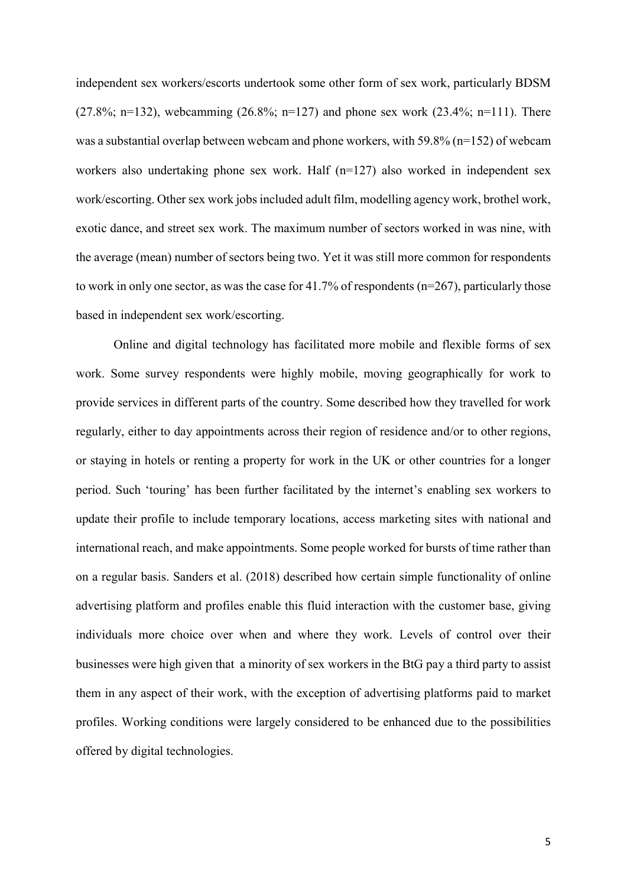independent sex workers/escorts undertook some other form of sex work, particularly BDSM (27.8%; n=132), webcamming (26.8%; n=127) and phone sex work (23.4%; n=111). There was a substantial overlap between webcam and phone workers, with 59.8% (n=152) of webcam workers also undertaking phone sex work. Half (n=127) also worked in independent sex work/escorting. Other sex work jobs included adult film, modelling agency work, brothel work, exotic dance, and street sex work. The maximum number of sectors worked in was nine, with the average (mean) number of sectors being two. Yet it was still more common for respondents to work in only one sector, as was the case for 41.7% of respondents (n=267), particularly those based in independent sex work/escorting.

Online and digital technology has facilitated more mobile and flexible forms of sex work. Some survey respondents were highly mobile, moving geographically for work to provide services in different parts of the country. Some described how they travelled for work regularly, either to day appointments across their region of residence and/or to other regions, or staying in hotels or renting a property for work in the UK or other countries for a longer period. Such 'touring' has been further facilitated by the internet's enabling sex workers to update their profile to include temporary locations, access marketing sites with national and international reach, and make appointments. Some people worked for bursts of time rather than on a regular basis. Sanders et al. (2018) described how certain simple functionality of online advertising platform and profiles enable this fluid interaction with the customer base, giving individuals more choice over when and where they work. Levels of control over their businesses were high given that a minority of sex workers in the BtG pay a third party to assist them in any aspect of their work, with the exception of advertising platforms paid to market profiles. Working conditions were largely considered to be enhanced due to the possibilities offered by digital technologies.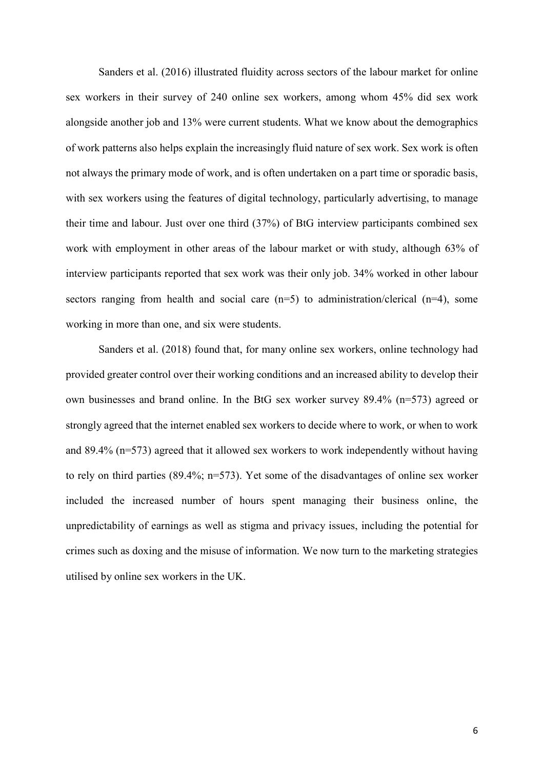Sanders et al. (2016) illustrated fluidity across sectors of the labour market for online sex workers in their survey of 240 online sex workers, among whom 45% did sex work alongside another job and 13% were current students. What we know about the demographics of work patterns also helps explain the increasingly fluid nature of sex work. Sex work is often not always the primary mode of work, and is often undertaken on a part time or sporadic basis, with sex workers using the features of digital technology, particularly advertising, to manage their time and labour. Just over one third (37%) of BtG interview participants combined sex work with employment in other areas of the labour market or with study, although 63% of interview participants reported that sex work was their only job. 34% worked in other labour sectors ranging from health and social care (n=5) to administration/clerical (n=4), some working in more than one, and six were students.

Sanders et al. (2018) found that, for many online sex workers, online technology had provided greater control over their working conditions and an increased ability to develop their own businesses and brand online. In the BtG sex worker survey 89.4% (n=573) agreed or strongly agreed that the internet enabled sex workers to decide where to work, or when to work and 89.4% (n=573) agreed that it allowed sex workers to work independently without having to rely on third parties (89.4%; n=573). Yet some of the disadvantages of online sex worker included the increased number of hours spent managing their business online, the unpredictability of earnings as well as stigma and privacy issues, including the potential for crimes such as doxing and the misuse of information. We now turn to the marketing strategies utilised by online sex workers in the UK.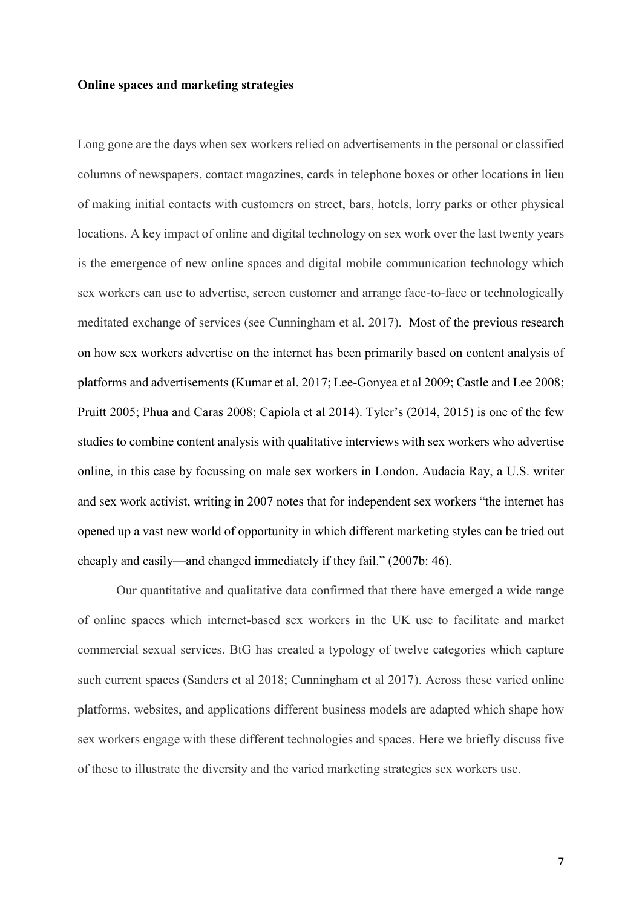**Online spaces and marketing strategies**

Long gone are the days when sex workers relied on advertisements in the personal or classified columns of newspapers, contact magazines, cards in telephone boxes or other locations in lieu of making initial contacts with customers on street, bars, hotels, lorry parks or other physical locations. A key impact of online and digital technology on sex work over the last twenty years is the emergence of new online spaces and digital mobile communication technology which sex workers can use to advertise, screen customer and arrange face-to-face or technologically meditated exchange of services (see Cunningham et al. 2017). Most of the previous research on how sex workers advertise on the internet has been primarily based on content analysis of platforms and advertisements (Kumar et al. 2017; Lee-Gonyea et al 2009; Castle and Lee 2008; Pruitt 2005; Phua and Caras 2008; Capiola et al 2014). Tyler's (2014, 2015) is one of the few studies to combine content analysis with qualitative interviews with sex workers who advertise online, in this case by focussing on male sex workers in London. Audacia Ray, a U.S. writer and sex work activist, writing in 2007 notes that for independent sex workers "the internet has opened up a vast new world of opportunity in which different marketing styles can be tried out cheaply and easily—and changed immediately if they fail." (2007b: 46).

Our quantitative and qualitative data confirmed that there have emerged a wide range of online spaces which internet-based sex workers in the UK use to facilitate and market commercial sexual services. BtG has created a typology of twelve categories which capture such current spaces (Sanders et al 2018; Cunningham et al 2017). Across these varied online platforms, websites, and applications different business models are adapted which shape how sex workers engage with these different technologies and spaces. Here we briefly discuss five of these to illustrate the diversity and the varied marketing strategies sex workers use.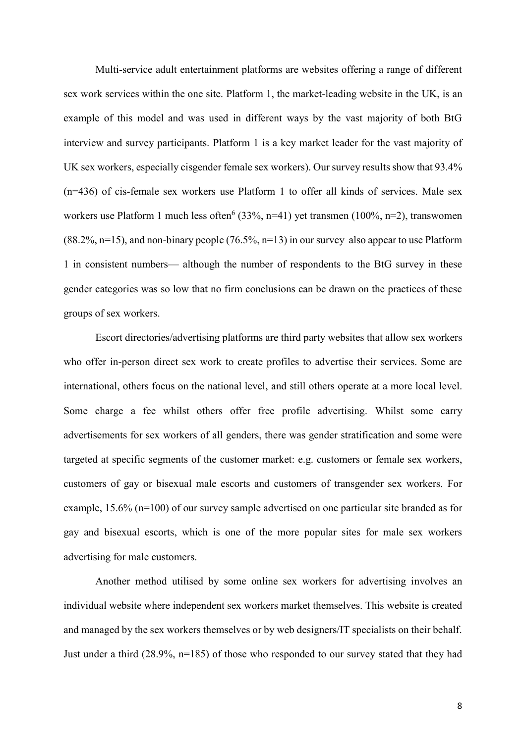Multi-service adult entertainment platforms are websites offering a range of different sex work services within the one site. Platform 1, the market-leading website in the UK, is an example of this model and was used in different ways by the vast majority of both BtG interview and survey participants. Platform 1 is a key market leader for the vast majority of UK sex workers, especially cisgender female sex workers). Our survey results show that 93.4% (n=436) of cis-female sex workers use Platform 1 to offer all kinds of services. Male sex workers use Platform 1 much less often[6] (33%, n=41) yet transmen (100%, n=2), transwomen (88.2%, n=15), and non-binary people (76.5%, n=13) in our survey also appear to use Platform 1 in consistent numbers— although the number of respondents to the BtG survey in these gender categories was so low that no firm conclusions can be drawn on the practices of these groups of sex workers.

Escort directories/advertising platforms are third party websites that allow sex workers who offer in-person direct sex work to create profiles to advertise their services. Some are international, others focus on the national level, and still others operate at a more local level. Some charge a fee whilst others offer free profile advertising. Whilst some carry advertisements for sex workers of all genders, there was gender stratification and some were targeted at specific segments of the customer market: e.g. customers or female sex workers, customers of gay or bisexual male escorts and customers of transgender sex workers. For example, 15.6% (n=100) of our survey sample advertised on one particular site branded as for gay and bisexual escorts, which is one of the more popular sites for male sex workers advertising for male customers.

Another method utilised by some online sex workers for advertising involves an individual website where independent sex workers market themselves. This website is created and managed by the sex workers themselves or by web designers/IT specialists on their behalf. Just under a third (28.9%, n=185) of those who responded to our survey stated that they had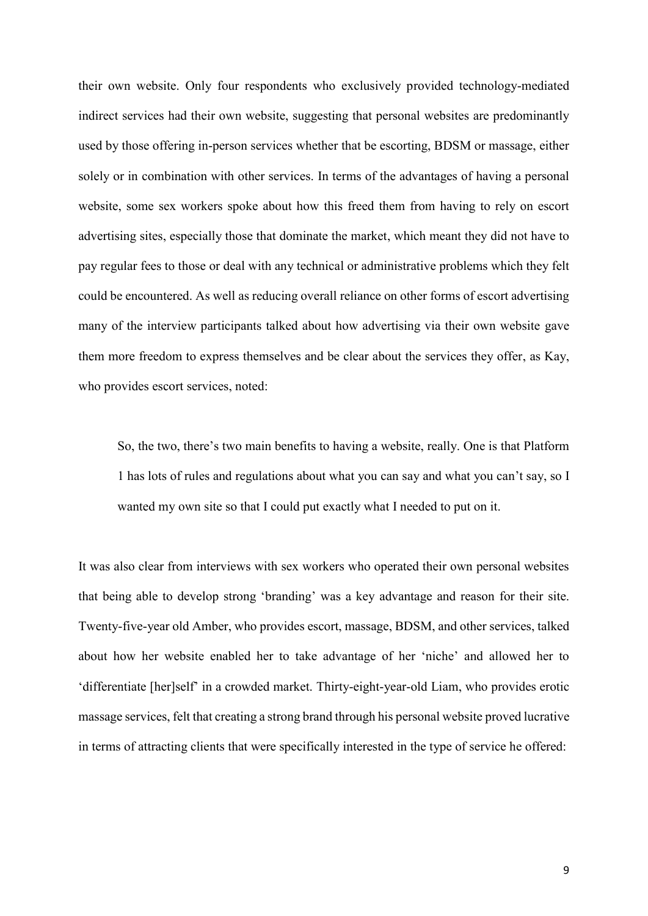their own website. Only four respondents who exclusively provided technology-mediated indirect services had their own website, suggesting that personal websites are predominantly used by those offering in-person services whether that be escorting, BDSM or massage, either solely or in combination with other services. In terms of the advantages of having a personal website, some sex workers spoke about how this freed them from having to rely on escort advertising sites, especially those that dominate the market, which meant they did not have to pay regular fees to those or deal with any technical or administrative problems which they felt could be encountered. As well as reducing overall reliance on other forms of escort advertising many of the interview participants talked about how advertising via their own website gave them more freedom to express themselves and be clear about the services they offer, as Kay, who provides escort services, noted:

> So, the two, there's two main benefits to having a website, really. One is that Platform 1 has lots of rules and regulations about what you can say and what you can't say, so I wanted my own site so that I could put exactly what I needed to put on it.

It was also clear from interviews with sex workers who operated their own personal websites that being able to develop strong 'branding' was a key advantage and reason for their site. Twenty-five-year old Amber, who provides escort, massage, BDSM, and other services, talked about how her website enabled her to take advantage of her 'niche' and allowed her to 'differentiate [her]self' in a crowded market. Thirty-eight-year-old Liam, who provides erotic massage services, felt that creating a strong brand through his personal website proved lucrative in terms of attracting clients that were specifically interested in the type of service he offered: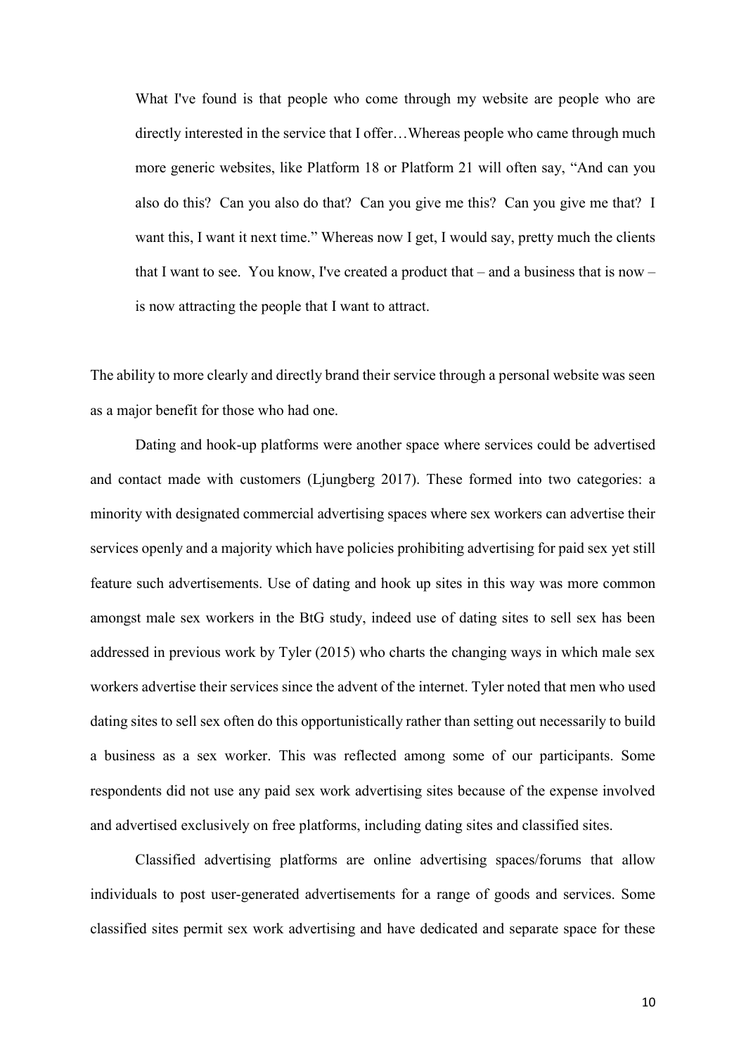> What I've found is that people who come through my website are people who are directly interested in the service that I offer…Whereas people who came through much more generic websites, like Platform 18 or Platform 21 will often say, "And can you also do this? Can you also do that? Can you give me this? Can you give me that? I want this, I want it next time." Whereas now I get, I would say, pretty much the clients that I want to see. You know, I've created a product that – and a business that is now – is now attracting the people that I want to attract.

The ability to more clearly and directly brand their service through a personal website was seen as a major benefit for those who had one.

Dating and hook-up platforms were another space where services could be advertised and contact made with customers (Ljungberg 2017). These formed into two categories: a minority with designated commercial advertising spaces where sex workers can advertise their services openly and a majority which have policies prohibiting advertising for paid sex yet still feature such advertisements. Use of dating and hook up sites in this way was more common amongst male sex workers in the BtG study, indeed use of dating sites to sell sex has been addressed in previous work by Tyler (2015) who charts the changing ways in which male sex workers advertise their services since the advent of the internet. Tyler noted that men who used dating sites to sell sex often do this opportunistically rather than setting out necessarily to build a business as a sex worker. This was reflected among some of our participants. Some respondents did not use any paid sex work advertising sites because of the expense involved and advertised exclusively on free platforms, including dating sites and classified sites.

Classified advertising platforms are online advertising spaces/forums that allow individuals to post user-generated advertisements for a range of goods and services. Some classified sites permit sex work advertising and have dedicated and separate space for these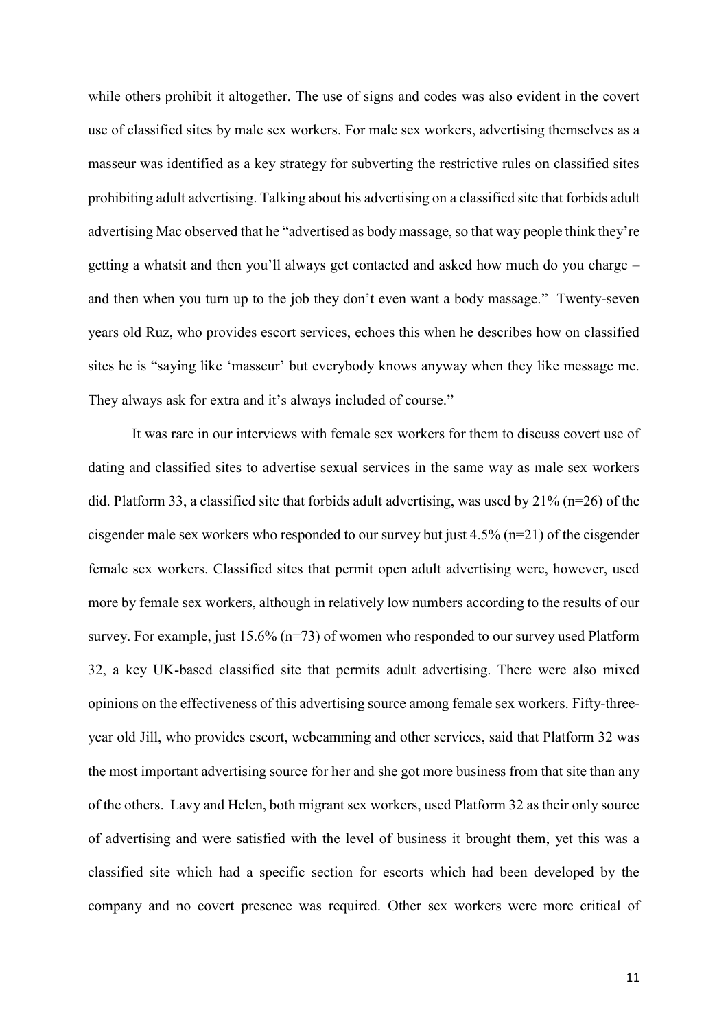while others prohibit it altogether. The use of signs and codes was also evident in the covert use of classified sites by male sex workers. For male sex workers, advertising themselves as a masseur was identified as a key strategy for subverting the restrictive rules on classified sites prohibiting adult advertising. Talking about his advertising on a classified site that forbids adult advertising Mac observed that he "advertised as body massage, so that way people think they're getting a whatsit and then you'll always get contacted and asked how much do you charge – and then when you turn up to the job they don't even want a body massage." Twenty-seven years old Ruz, who provides escort services, echoes this when he describes how on classified sites he is "saying like 'masseur' but everybody knows anyway when they like message me. They always ask for extra and it's always included of course."

It was rare in our interviews with female sex workers for them to discuss covert use of dating and classified sites to advertise sexual services in the same way as male sex workers did. Platform 33, a classified site that forbids adult advertising, was used by 21% (n=26) of the cisgender male sex workers who responded to our survey but just 4.5% (n=21) of the cisgender female sex workers. Classified sites that permit open adult advertising were, however, used more by female sex workers, although in relatively low numbers according to the results of our survey. For example, just 15.6% (n=73) of women who responded to our survey used Platform 32, a key UK-based classified site that permits adult advertising. There were also mixed opinions on the effectiveness of this advertising source among female sex workers. Fifty-three-year old Jill, who provides escort, webcamming and other services, said that Platform 32 was the most important advertising source for her and she got more business from that site than any of the others. Lavy and Helen, both migrant sex workers, used Platform 32 as their only source of advertising and were satisfied with the level of business it brought them, yet this was a classified site which had a specific section for escorts which had been developed by the company and no covert presence was required. Other sex workers were more critical of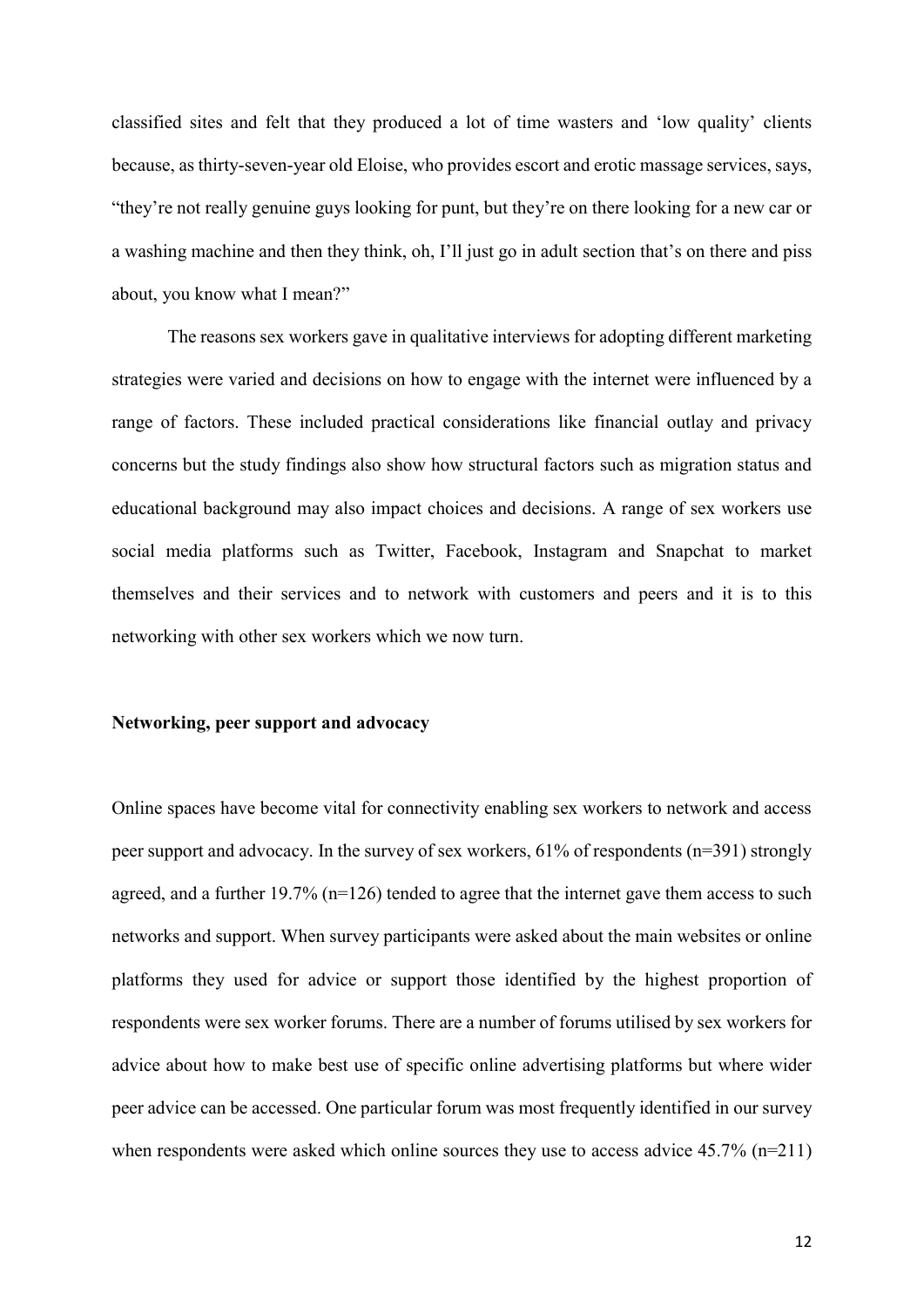classified sites and felt that they produced a lot of time wasters and 'low quality' clients because, as thirty-seven-year old Eloise, who provides escort and erotic massage services, says, "they're not really genuine guys looking for punt, but they're on there looking for a new car or a washing machine and then they think, oh, I'll just go in adult section that's on there and piss about, you know what I mean?"

The reasons sex workers gave in qualitative interviews for adopting different marketing strategies were varied and decisions on how to engage with the internet were influenced by a range of factors. These included practical considerations like financial outlay and privacy concerns but the study findings also show how structural factors such as migration status and educational background may also impact choices and decisions. A range of sex workers use social media platforms such as Twitter, Facebook, Instagram and Snapchat to market themselves and their services and to network with customers and peers and it is to this networking with other sex workers which we now turn.

**Networking, peer support and advocacy**

Online spaces have become vital for connectivity enabling sex workers to network and access peer support and advocacy. In the survey of sex workers, 61% of respondents (n=391) strongly agreed, and a further 19.7% (n=126) tended to agree that the internet gave them access to such networks and support. When survey participants were asked about the main websites or online platforms they used for advice or support those identified by the highest proportion of respondents were sex worker forums. There are a number of forums utilised by sex workers for advice about how to make best use of specific online advertising platforms but where wider peer advice can be accessed. One particular forum was most frequently identified in our survey when respondents were asked which online sources they use to access advice 45.7% (n=211)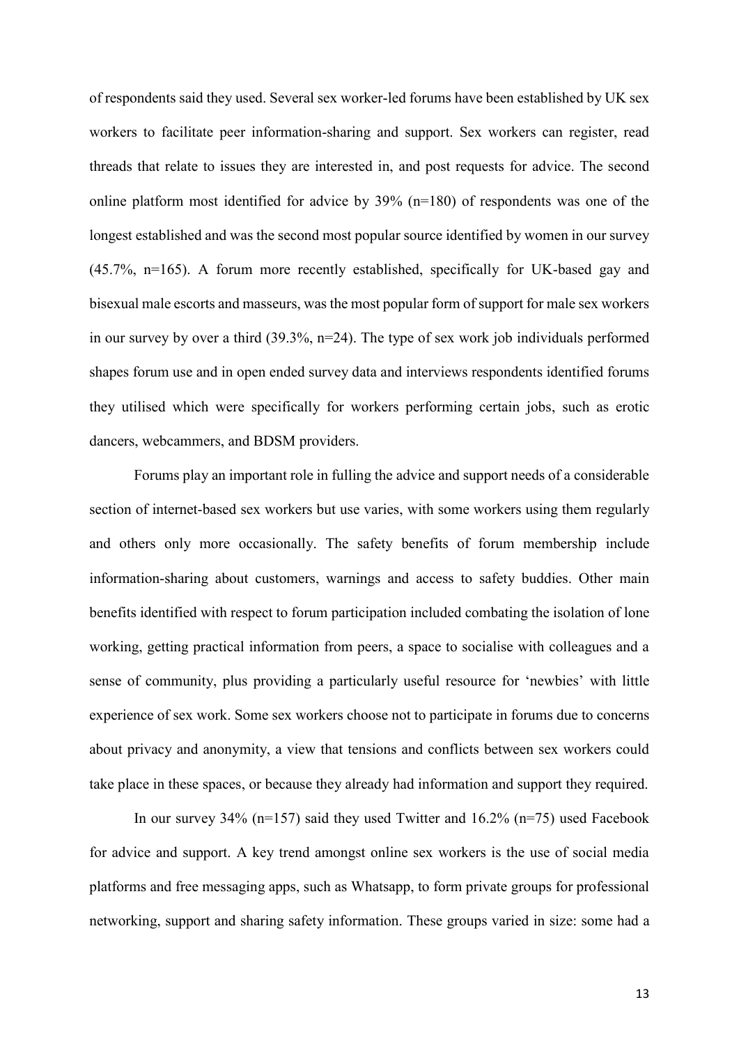of respondents said they used. Several sex worker-led forums have been established by UK sex workers to facilitate peer information-sharing and support. Sex workers can register, read threads that relate to issues they are interested in, and post requests for advice. The second online platform most identified for advice by 39% (n=180) of respondents was one of the longest established and was the second most popular source identified by women in our survey (45.7%, n=165). A forum more recently established, specifically for UK-based gay and bisexual male escorts and masseurs, was the most popular form of support for male sex workers in our survey by over a third (39.3%, n=24). The type of sex work job individuals performed shapes forum use and in open ended survey data and interviews respondents identified forums they utilised which were specifically for workers performing certain jobs, such as erotic dancers, webcammers, and BDSM providers.

Forums play an important role in fulling the advice and support needs of a considerable section of internet-based sex workers but use varies, with some workers using them regularly and others only more occasionally. The safety benefits of forum membership include information-sharing about customers, warnings and access to safety buddies. Other main benefits identified with respect to forum participation included combating the isolation of lone working, getting practical information from peers, a space to socialise with colleagues and a sense of community, plus providing a particularly useful resource for 'newbies' with little experience of sex work. Some sex workers choose not to participate in forums due to concerns about privacy and anonymity, a view that tensions and conflicts between sex workers could take place in these spaces, or because they already had information and support they required.

In our survey 34% (n=157) said they used Twitter and 16.2% (n=75) used Facebook for advice and support. A key trend amongst online sex workers is the use of social media platforms and free messaging apps, such as Whatsapp, to form private groups for professional networking, support and sharing safety information. These groups varied in size: some had a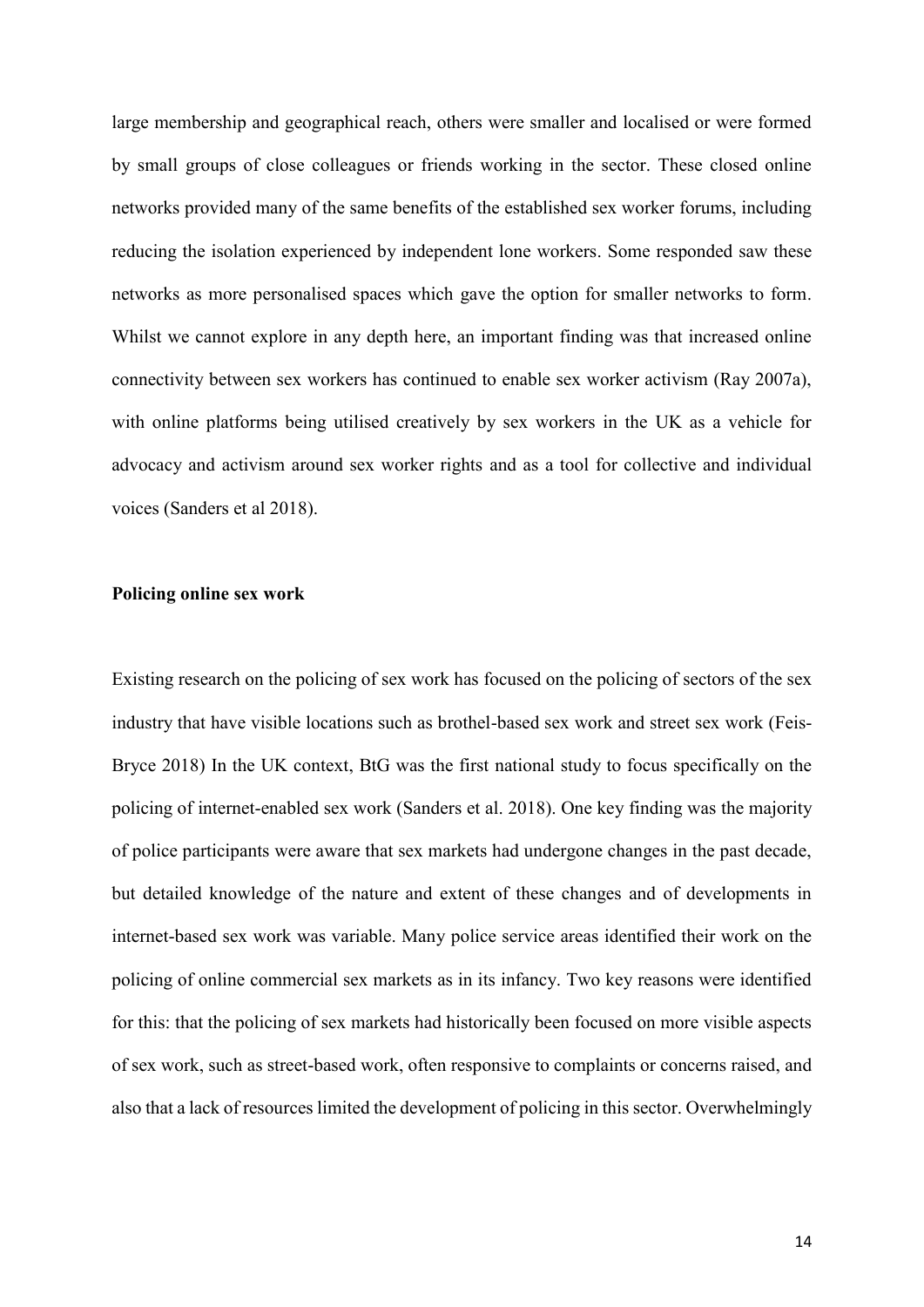large membership and geographical reach, others were smaller and localised or were formed by small groups of close colleagues or friends working in the sector. These closed online networks provided many of the same benefits of the established sex worker forums, including reducing the isolation experienced by independent lone workers. Some responded saw these networks as more personalised spaces which gave the option for smaller networks to form. Whilst we cannot explore in any depth here, an important finding was that increased online connectivity between sex workers has continued to enable sex worker activism (Ray 2007a), with online platforms being utilised creatively by sex workers in the UK as a vehicle for advocacy and activism around sex worker rights and as a tool for collective and individual voices (Sanders et al 2018).

**Policing online sex work**

Existing research on the policing of sex work has focused on the policing of sectors of the sex industry that have visible locations such as brothel-based sex work and street sex work (Feis-Bryce 2018) In the UK context, BtG was the first national study to focus specifically on the policing of internet-enabled sex work (Sanders et al. 2018). One key finding was the majority of police participants were aware that sex markets had undergone changes in the past decade, but detailed knowledge of the nature and extent of these changes and of developments in internet-based sex work was variable. Many police service areas identified their work on the policing of online commercial sex markets as in its infancy. Two key reasons were identified for this: that the policing of sex markets had historically been focused on more visible aspects of sex work, such as street-based work, often responsive to complaints or concerns raised, and also that a lack of resources limited the development of policing in this sector. Overwhelmingly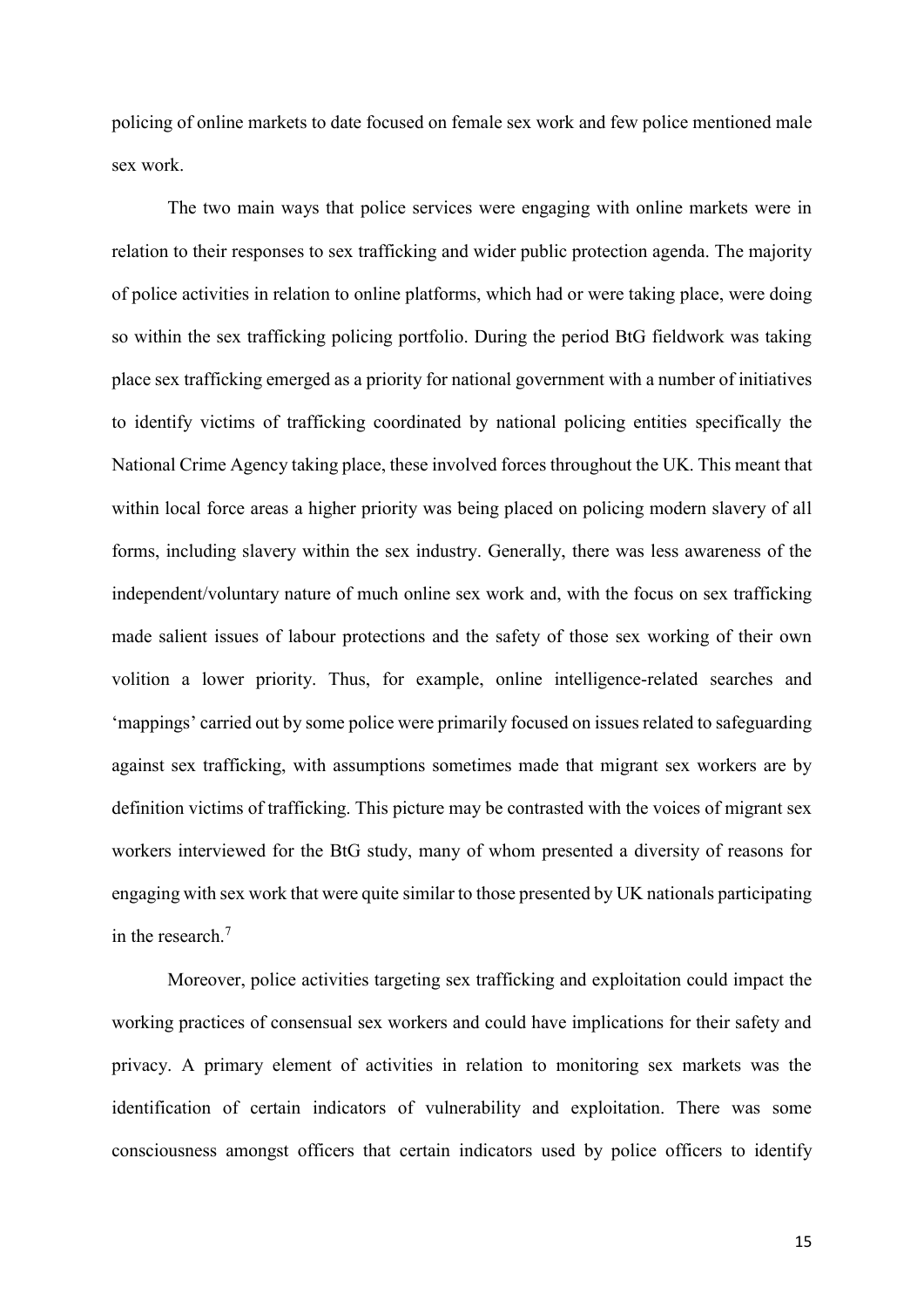policing of online markets to date focused on female sex work and few police mentioned male sex work.

The two main ways that police services were engaging with online markets were in relation to their responses to sex trafficking and wider public protection agenda. The majority of police activities in relation to online platforms, which had or were taking place, were doing so within the sex trafficking policing portfolio. During the period BtG fieldwork was taking place sex trafficking emerged as a priority for national government with a number of initiatives to identify victims of trafficking coordinated by national policing entities specifically the National Crime Agency taking place, these involved forces throughout the UK. This meant that within local force areas a higher priority was being placed on policing modern slavery of all forms, including slavery within the sex industry. Generally, there was less awareness of the independent/voluntary nature of much online sex work and, with the focus on sex trafficking made salient issues of labour protections and the safety of those sex working of their own volition a lower priority. Thus, for example, online intelligence-related searches and 'mappings' carried out by some police were primarily focused on issues related to safeguarding against sex trafficking, with assumptions sometimes made that migrant sex workers are by definition victims of trafficking. This picture may be contrasted with the voices of migrant sex workers interviewed for the BtG study, many of whom presented a diversity of reasons for engaging with sex work that were quite similar to those presented by UK nationals participating in the research.[7]

Moreover, police activities targeting sex trafficking and exploitation could impact the working practices of consensual sex workers and could have implications for their safety and privacy. A primary element of activities in relation to monitoring sex markets was the identification of certain indicators of vulnerability and exploitation. There was some consciousness amongst officers that certain indicators used by police officers to identify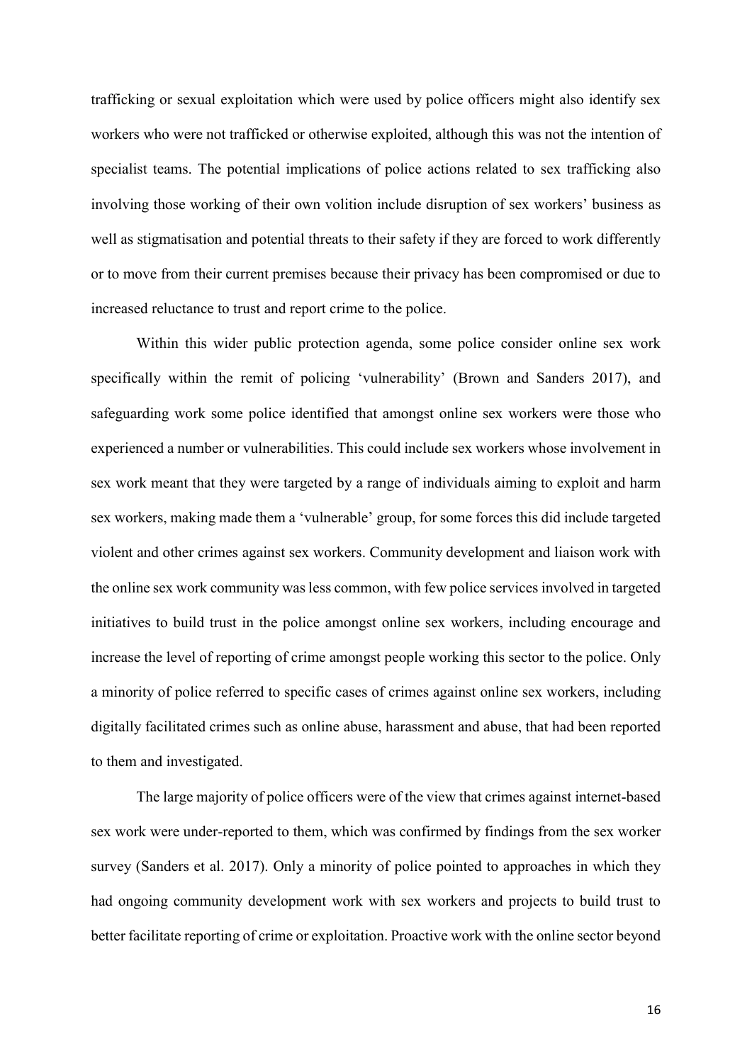trafficking or sexual exploitation which were used by police officers might also identify sex workers who were not trafficked or otherwise exploited, although this was not the intention of specialist teams. The potential implications of police actions related to sex trafficking also involving those working of their own volition include disruption of sex workers' business as well as stigmatisation and potential threats to their safety if they are forced to work differently or to move from their current premises because their privacy has been compromised or due to increased reluctance to trust and report crime to the police.

Within this wider public protection agenda, some police consider online sex work specifically within the remit of policing 'vulnerability' (Brown and Sanders 2017), and safeguarding work some police identified that amongst online sex workers were those who experienced a number or vulnerabilities. This could include sex workers whose involvement in sex work meant that they were targeted by a range of individuals aiming to exploit and harm sex workers, making made them a 'vulnerable' group, for some forces this did include targeted violent and other crimes against sex workers. Community development and liaison work with the online sex work community was less common, with few police services involved in targeted initiatives to build trust in the police amongst online sex workers, including encourage and increase the level of reporting of crime amongst people working this sector to the police. Only a minority of police referred to specific cases of crimes against online sex workers, including digitally facilitated crimes such as online abuse, harassment and abuse, that had been reported to them and investigated.

The large majority of police officers were of the view that crimes against internet-based sex work were under-reported to them, which was confirmed by findings from the sex worker survey (Sanders et al. 2017). Only a minority of police pointed to approaches in which they had ongoing community development work with sex workers and projects to build trust to better facilitate reporting of crime or exploitation. Proactive work with the online sector beyond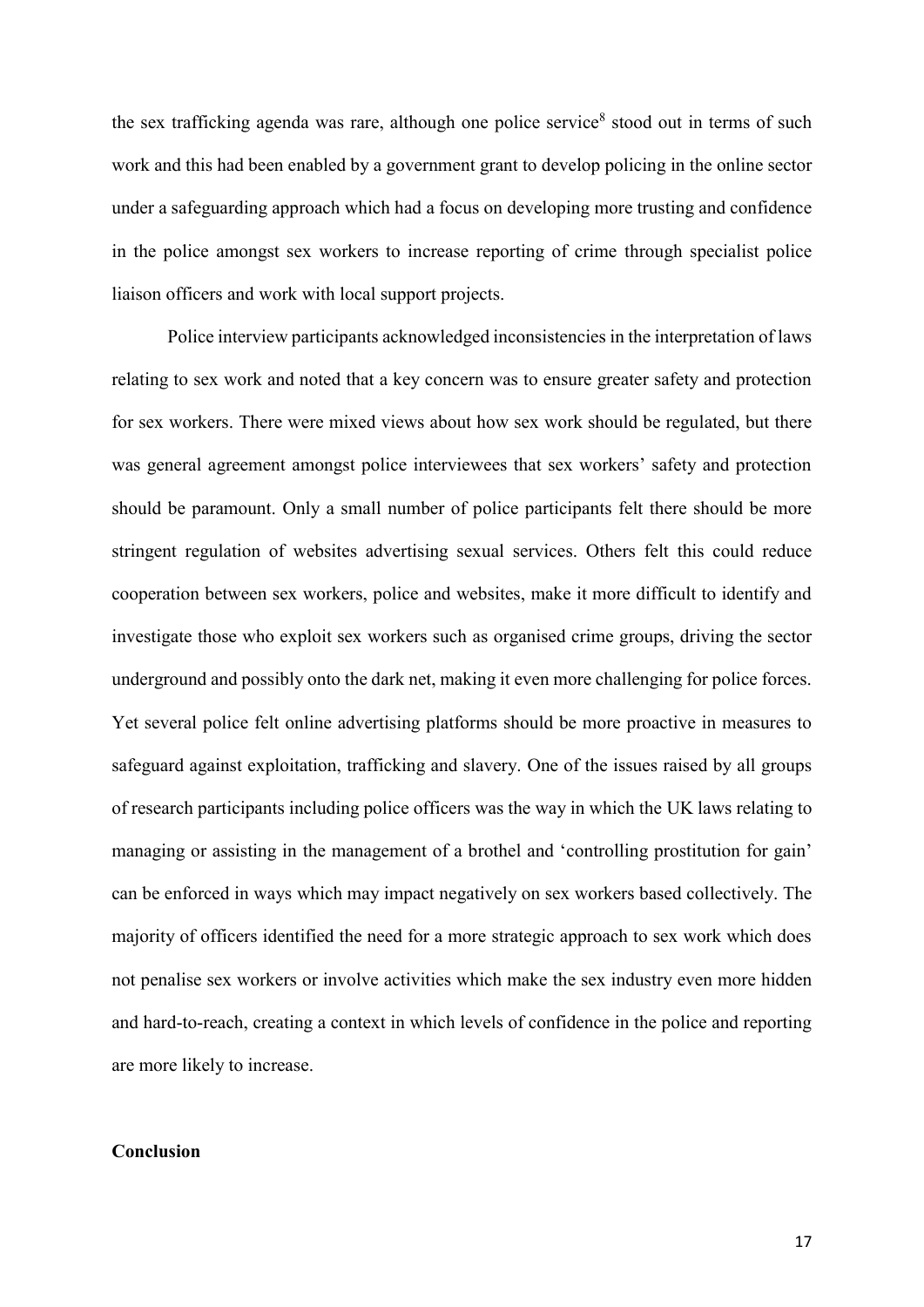the sex trafficking agenda was rare, although one police service[8] stood out in terms of such work and this had been enabled by a government grant to develop policing in the online sector under a safeguarding approach which had a focus on developing more trusting and confidence in the police amongst sex workers to increase reporting of crime through specialist police liaison officers and work with local support projects.

Police interview participants acknowledged inconsistencies in the interpretation of laws relating to sex work and noted that a key concern was to ensure greater safety and protection for sex workers. There were mixed views about how sex work should be regulated, but there was general agreement amongst police interviewees that sex workers' safety and protection should be paramount. Only a small number of police participants felt there should be more stringent regulation of websites advertising sexual services. Others felt this could reduce cooperation between sex workers, police and websites, make it more difficult to identify and investigate those who exploit sex workers such as organised crime groups, driving the sector underground and possibly onto the dark net, making it even more challenging for police forces. Yet several police felt online advertising platforms should be more proactive in measures to safeguard against exploitation, trafficking and slavery. One of the issues raised by all groups of research participants including police officers was the way in which the UK laws relating to managing or assisting in the management of a brothel and 'controlling prostitution for gain' can be enforced in ways which may impact negatively on sex workers based collectively. The majority of officers identified the need for a more strategic approach to sex work which does not penalise sex workers or involve activities which make the sex industry even more hidden and hard-to-reach, creating a context in which levels of confidence in the police and reporting are more likely to increase.

## Conclusion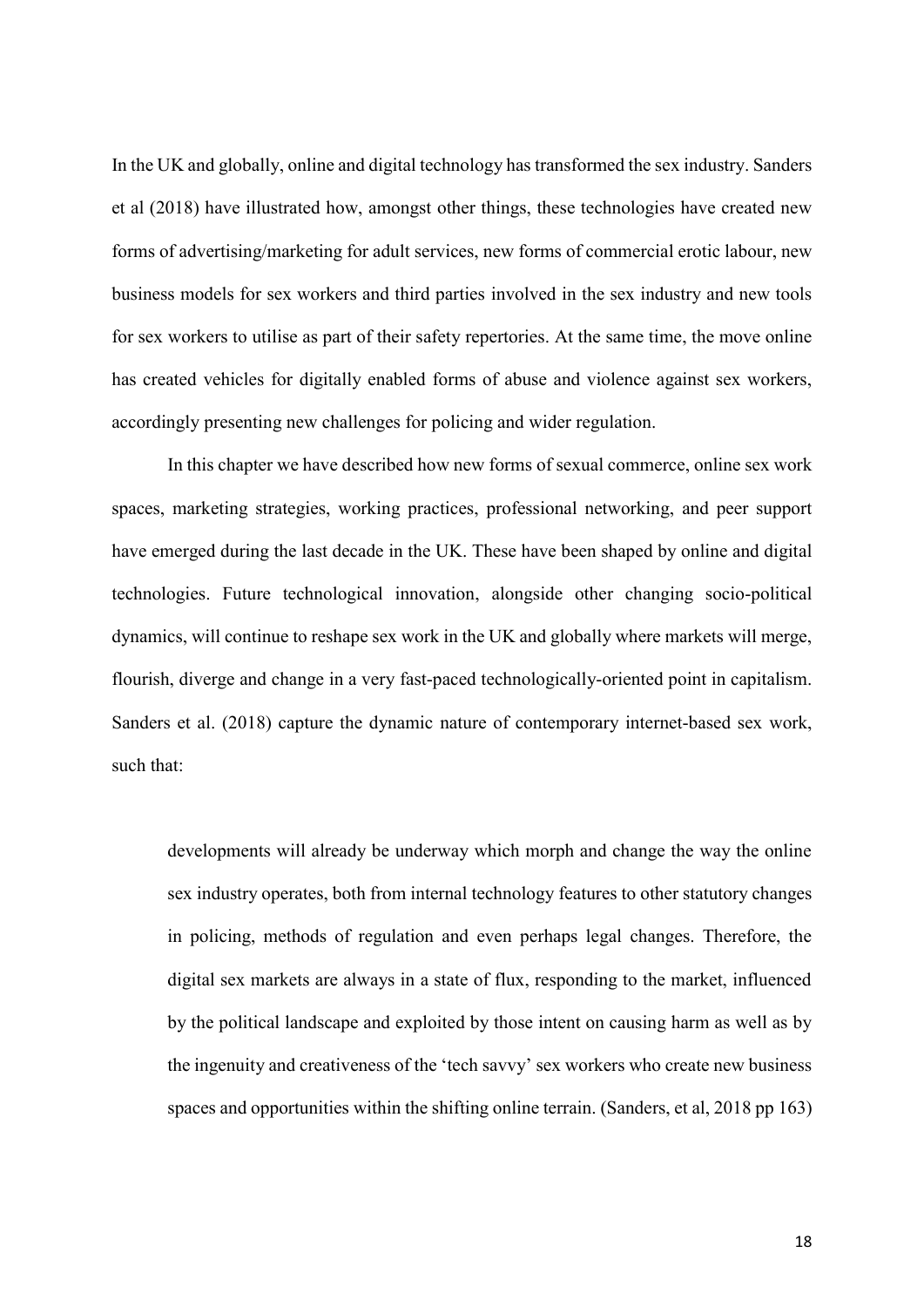In the UK and globally, online and digital technology has transformed the sex industry. Sanders et al (2018) have illustrated how, amongst other things, these technologies have created new forms of advertising/marketing for adult services, new forms of commercial erotic labour, new business models for sex workers and third parties involved in the sex industry and new tools for sex workers to utilise as part of their safety repertories. At the same time, the move online has created vehicles for digitally enabled forms of abuse and violence against sex workers, accordingly presenting new challenges for policing and wider regulation.

In this chapter we have described how new forms of sexual commerce, online sex work spaces, marketing strategies, working practices, professional networking, and peer support have emerged during the last decade in the UK. These have been shaped by online and digital technologies. Future technological innovation, alongside other changing socio-political dynamics, will continue to reshape sex work in the UK and globally where markets will merge, flourish, diverge and change in a very fast-paced technologically-oriented point in capitalism. Sanders et al. (2018) capture the dynamic nature of contemporary internet-based sex work, such that:

> developments will already be underway which morph and change the way the online sex industry operates, both from internal technology features to other statutory changes in policing, methods of regulation and even perhaps legal changes. Therefore, the digital sex markets are always in a state of flux, responding to the market, influenced by the political landscape and exploited by those intent on causing harm as well as by the ingenuity and creativeness of the 'tech savvy' sex workers who create new business spaces and opportunities within the shifting online terrain. (Sanders, et al, 2018 pp 163)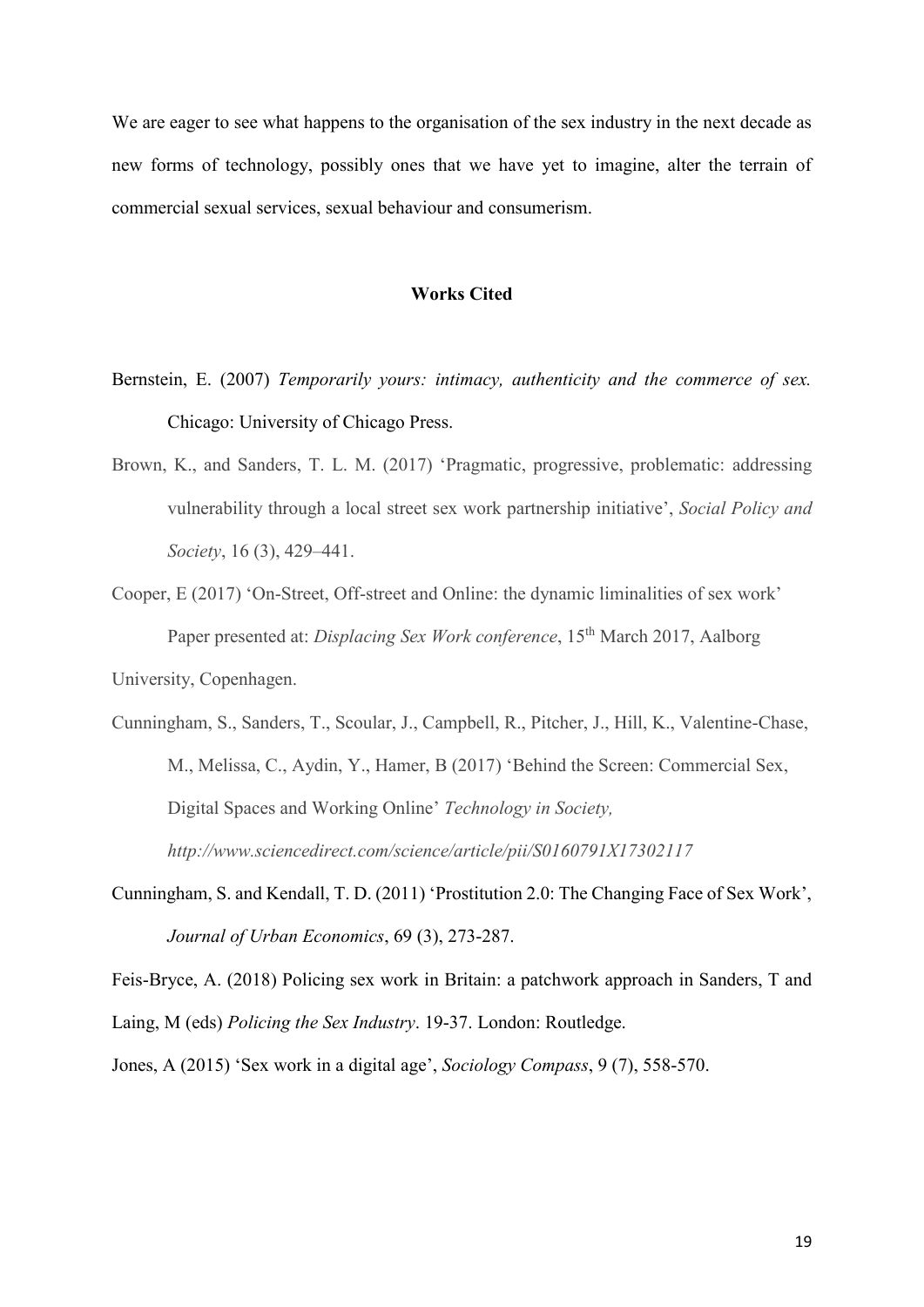We are eager to see what happens to the organisation of the sex industry in the next decade as new forms of technology, possibly ones that we have yet to imagine, alter the terrain of commercial sexual services, sexual behaviour and consumerism.

**Works Cited**

Bernstein, E. (2007) *Temporarily yours: intimacy, authenticity and the commerce of sex.* Chicago: University of Chicago Press.

Brown, K., and Sanders, T. L. M. (2017) 'Pragmatic, progressive, problematic: addressing vulnerability through a local street sex work partnership initiative', *Social Policy and Society*, 16 (3), 429–441.

Cooper, E (2017) 'On-Street, Off-street and Online: the dynamic liminalities of sex work' Paper presented at: *Displacing Sex Work conference*, 15th March 2017, Aalborg University, Copenhagen.

Cunningham, S., Sanders, T., Scoular, J., Campbell, R., Pitcher, J., Hill, K., Valentine-Chase, M., Melissa, C., Aydin, Y., Hamer, B (2017) 'Behind the Screen: Commercial Sex, Digital Spaces and Working Online' *Technology in Society, http://www.sciencedirect.com/science/article/pii/S0160791X17302117*

Cunningham, S. and Kendall, T. D. (2011) 'Prostitution 2.0: The Changing Face of Sex Work', *Journal of Urban Economics*, 69 (3), 273-287.

Feis-Bryce, A. (2018) Policing sex work in Britain: a patchwork approach in Sanders, T and Laing, M (eds) *Policing the Sex Industry*. 19-37. London: Routledge.

Jones, A (2015) 'Sex work in a digital age', *Sociology Compass*, 9 (7), 558-570.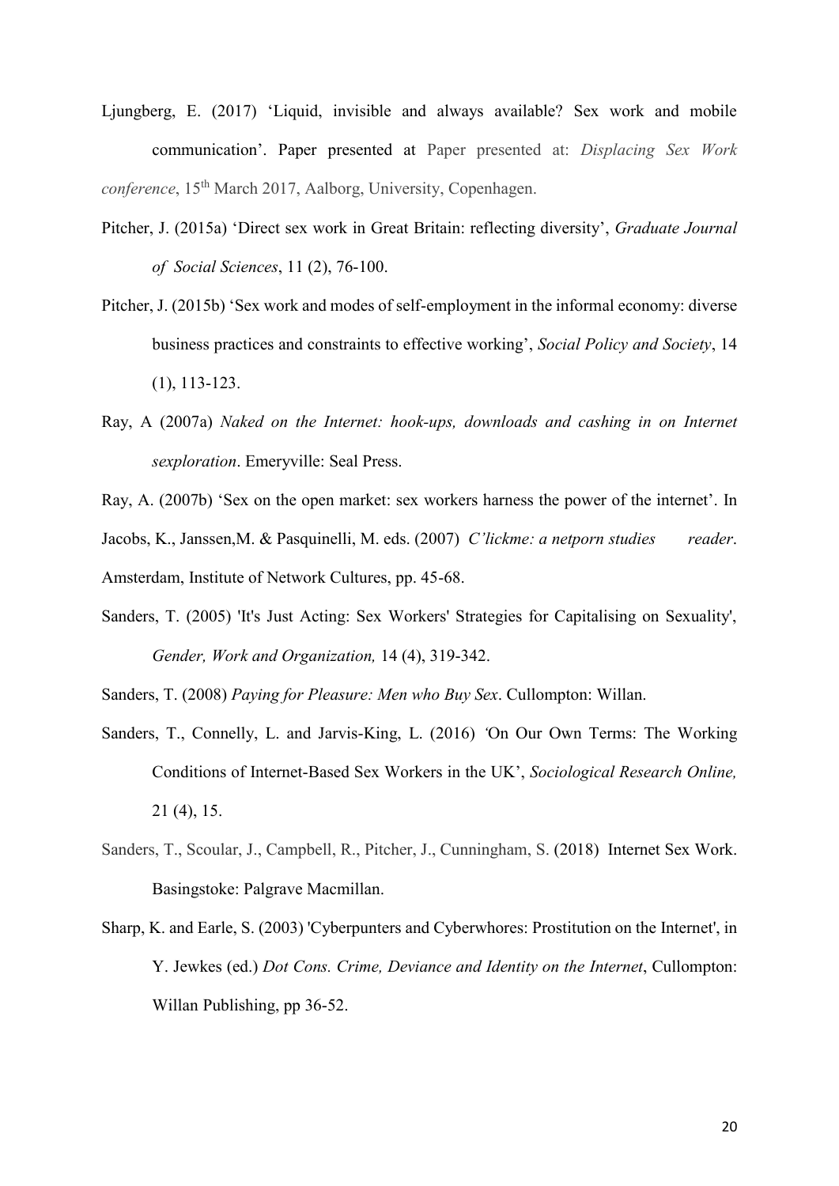Ljungberg, E. (2017) 'Liquid, invisible and always available? Sex work and mobile communication'. Paper presented at Paper presented at: *Displacing Sex Work conference*, 15th March 2017, Aalborg, University, Copenhagen.

Pitcher, J. (2015a) 'Direct sex work in Great Britain: reflecting diversity', *Graduate Journal of Social Sciences*, 11 (2), 76-100.

Pitcher, J. (2015b) 'Sex work and modes of self-employment in the informal economy: diverse business practices and constraints to effective working', *Social Policy and Society*, 14 (1), 113-123.

Ray, A (2007a) *Naked on the Internet: hook-ups, downloads and cashing in on Internet sexploration*. Emeryville: Seal Press.

Ray, A. (2007b) 'Sex on the open market: sex workers harness the power of the internet'. In Jacobs, K., Janssen,M. & Pasquinelli, M. eds. (2007) *C'lickme: a netporn studies reader*. Amsterdam, Institute of Network Cultures, pp. 45-68.

Sanders, T. (2005) 'It's Just Acting: Sex Workers' Strategies for Capitalising on Sexuality', *Gender, Work and Organization,* 14 (4), 319-342.

Sanders, T. (2008) *Paying for Pleasure: Men who Buy Sex*. Cullompton: Willan.

Sanders, T., Connelly, L. and Jarvis-King, L. (2016) 'On Our Own Terms: The Working Conditions of Internet-Based Sex Workers in the UK', *Sociological Research Online,* 21 (4), 15.

Sanders, T., Scoular, J., Campbell, R., Pitcher, J., Cunningham, S. (2018) Internet Sex Work. Basingstoke: Palgrave Macmillan.

Sharp, K. and Earle, S. (2003) 'Cyberpunters and Cyberwhores: Prostitution on the Internet', in Y. Jewkes (ed.) *Dot Cons. Crime, Deviance and Identity on the Internet*, Cullompton: Willan Publishing, pp 36-52.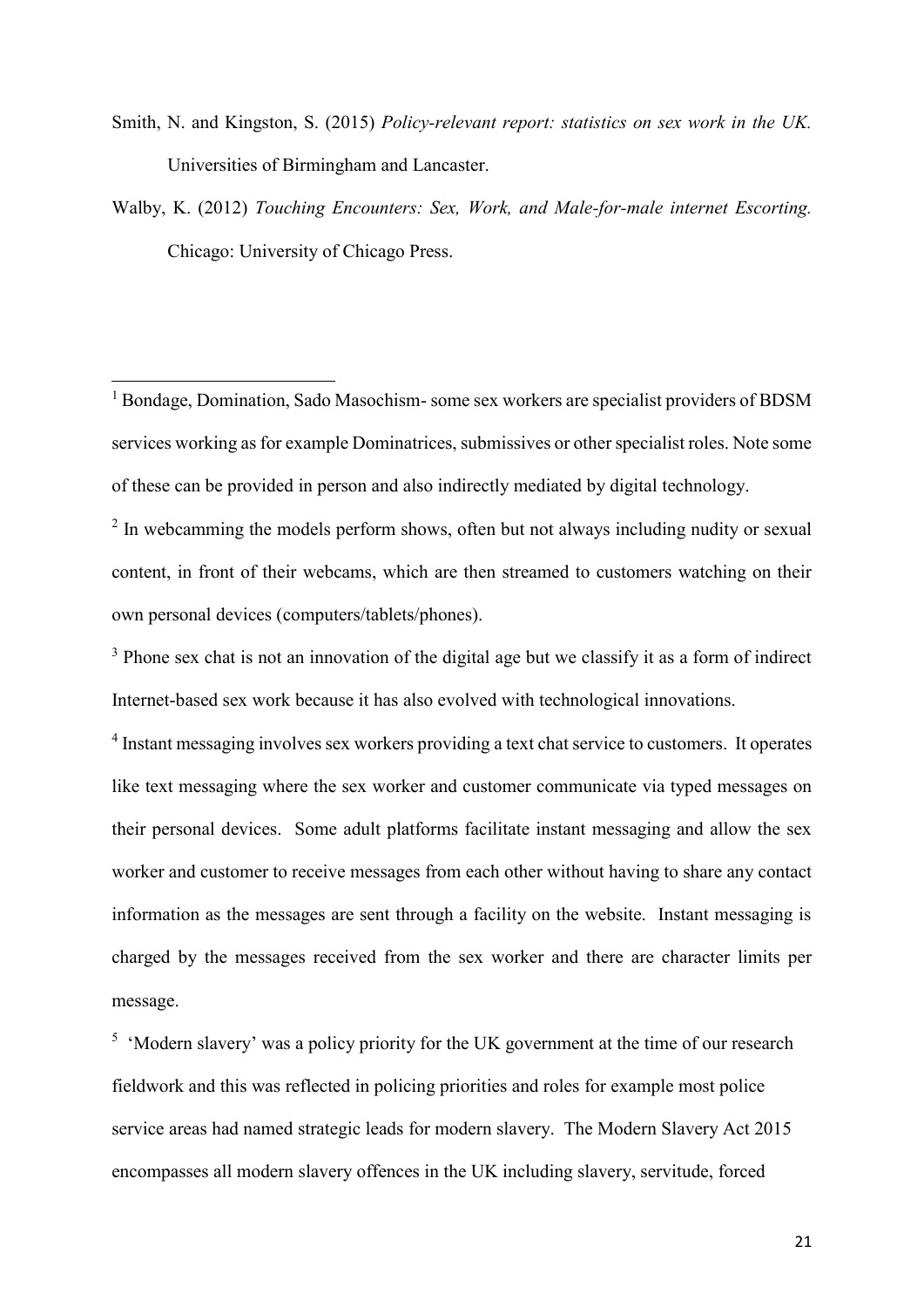Smith, N. and Kingston, S. (2015) *Policy-relevant report: statistics on sex work in the UK.* Universities of Birmingham and Lancaster.

Walby, K. (2012) *Touching Encounters: Sex, Work, and Male-for-male internet Escorting.* Chicago: University of Chicago Press.

---

[1] Bondage, Domination, Sado Masochism- some sex workers are specialist providers of BDSM services working as for example Dominatrices, submissives or other specialist roles. Note some of these can be provided in person and also indirectly mediated by digital technology.

[2] In webcamming the models perform shows, often but not always including nudity or sexual content, in front of their webcams, which are then streamed to customers watching on their own personal devices (computers/tablets/phones).

[3] Phone sex chat is not an innovation of the digital age but we classify it as a form of indirect Internet-based sex work because it has also evolved with technological innovations.

[4] Instant messaging involves sex workers providing a text chat service to customers. It operates like text messaging where the sex worker and customer communicate via typed messages on their personal devices. Some adult platforms facilitate instant messaging and allow the sex worker and customer to receive messages from each other without having to share any contact information as the messages are sent through a facility on the website. Instant messaging is charged by the messages received from the sex worker and there are character limits per message.

[5] 'Modern slavery' was a policy priority for the UK government at the time of our research fieldwork and this was reflected in policing priorities and roles for example most police service areas had named strategic leads for modern slavery. The Modern Slavery Act 2015 encompasses all modern slavery offences in the UK including slavery, servitude, forced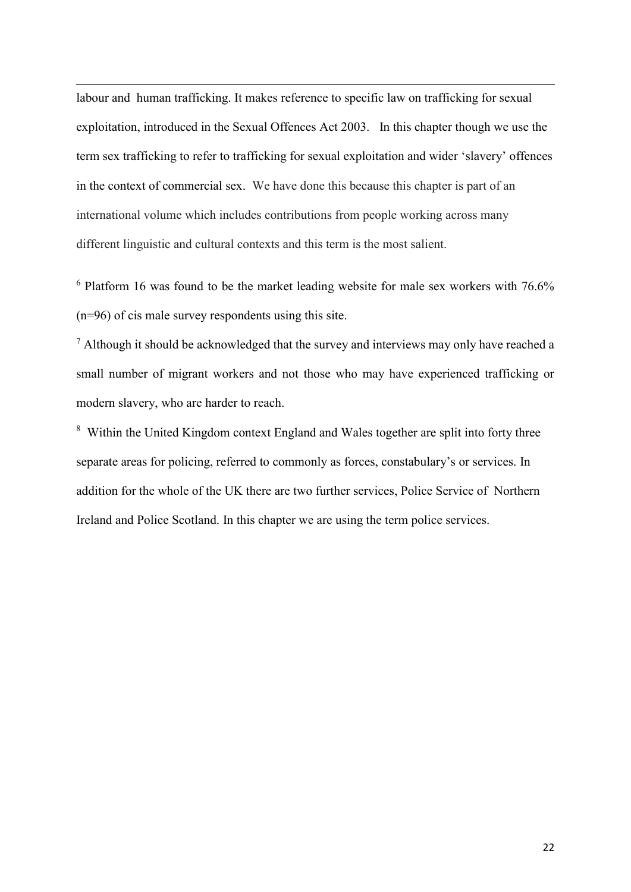labour and human trafficking. It makes reference to specific law on trafficking for sexual exploitation, introduced in the Sexual Offences Act 2003. In this chapter though we use the term sex trafficking to refer to trafficking for sexual exploitation and wider 'slavery' offences in the context of commercial sex. We have done this because this chapter is part of an international volume which includes contributions from people working across many different linguistic and cultural contexts and this term is the most salient.

[6] Platform 16 was found to be the market leading website for male sex workers with 76.6% (n=96) of cis male survey respondents using this site.

[7] Although it should be acknowledged that the survey and interviews may only have reached a small number of migrant workers and not those who may have experienced trafficking or modern slavery, who are harder to reach.

[8] Within the United Kingdom context England and Wales together are split into forty three separate areas for policing, referred to commonly as forces, constabulary's or services. In addition for the whole of the UK there are two further services, Police Service of Northern Ireland and Police Scotland. In this chapter we are using the term police services.